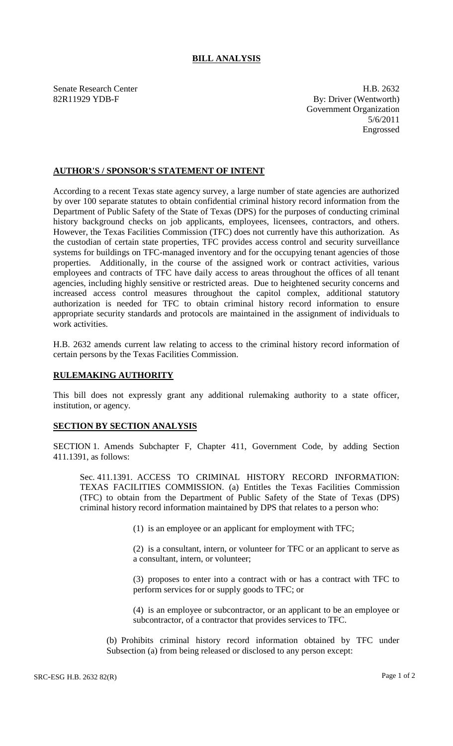# BILL ANALYSIS

Senate Research Center
82R11929 YDB-F

H.B. 2632
By: Driver (Wentworth)
Government Organization
5/6/2011
Engrossed

## AUTHOR'S / SPONSOR'S STATEMENT OF INTENT

According to a recent Texas state agency survey, a large number of state agencies are authorized by over 100 separate statutes to obtain confidential criminal history record information from the Department of Public Safety of the State of Texas (DPS) for the purposes of conducting criminal history background checks on job applicants, employees, licensees, contractors, and others. However, the Texas Facilities Commission (TFC) does not currently have this authorization. As the custodian of certain state properties, TFC provides access control and security surveillance systems for buildings on TFC-managed inventory and for the occupying tenant agencies of those properties. Additionally, in the course of the assigned work or contract activities, various employees and contracts of TFC have daily access to areas throughout the offices of all tenant agencies, including highly sensitive or restricted areas. Due to heightened security concerns and increased access control measures throughout the capitol complex, additional statutory authorization is needed for TFC to obtain criminal history record information to ensure appropriate security standards and protocols are maintained in the assignment of individuals to work activities.

H.B. 2632 amends current law relating to access to the criminal history record information of certain persons by the Texas Facilities Commission.

## RULEMAKING AUTHORITY

This bill does not expressly grant any additional rulemaking authority to a state officer, institution, or agency.

## SECTION BY SECTION ANALYSIS

SECTION 1. Amends Subchapter F, Chapter 411, Government Code, by adding Section 411.1391, as follows:

Sec. 411.1391. ACCESS TO CRIMINAL HISTORY RECORD INFORMATION: TEXAS FACILITIES COMMISSION. (a) Entitles the Texas Facilities Commission (TFC) to obtain from the Department of Public Safety of the State of Texas (DPS) criminal history record information maintained by DPS that relates to a person who:

(1) is an employee or an applicant for employment with TFC;

(2) is a consultant, intern, or volunteer for TFC or an applicant to serve as a consultant, intern, or volunteer;

(3) proposes to enter into a contract with or has a contract with TFC to perform services for or supply goods to TFC; or

(4) is an employee or subcontractor, or an applicant to be an employee or subcontractor, of a contractor that provides services to TFC.

(b) Prohibits criminal history record information obtained by TFC under Subsection (a) from being released or disclosed to any person except: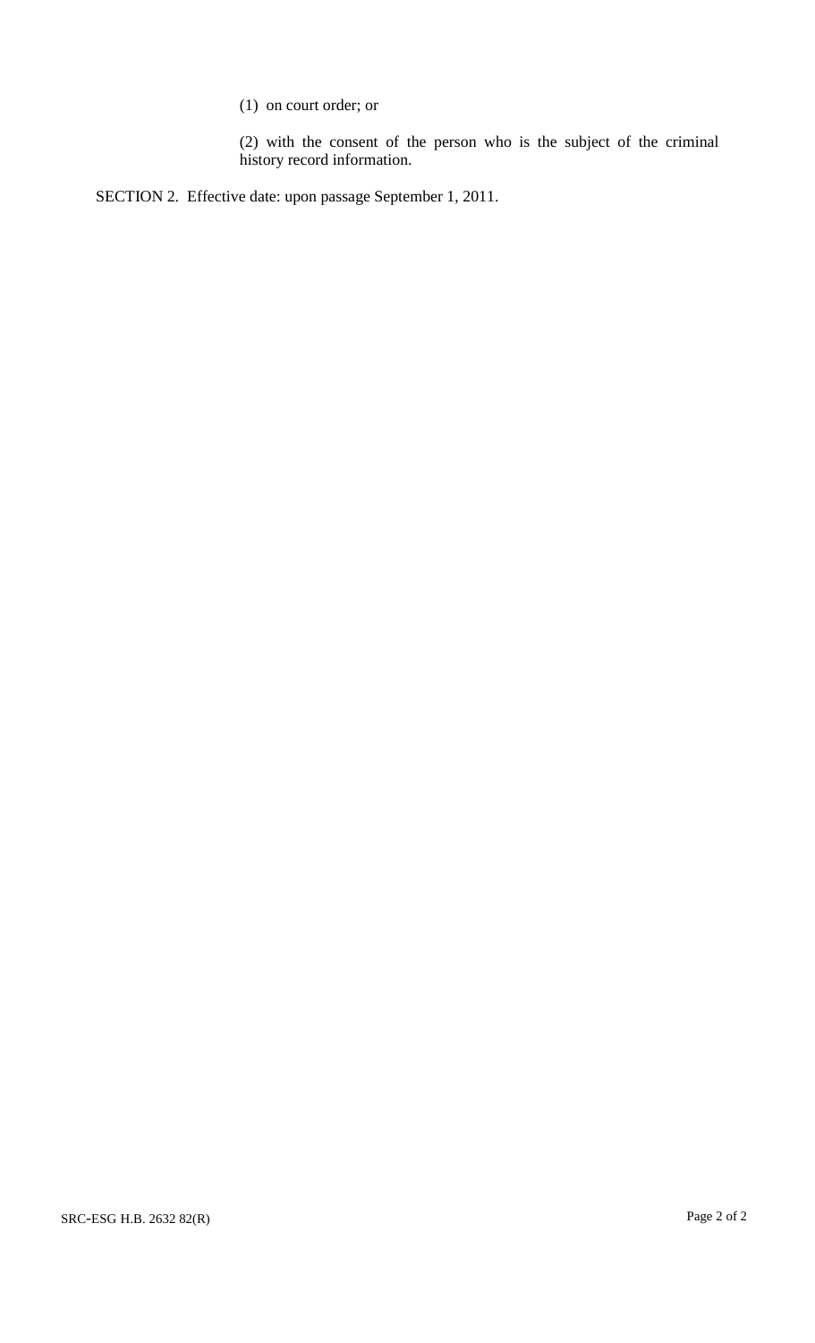(1) on court order; or

(2) with the consent of the person who is the subject of the criminal history record information.

SECTION 2. Effective date: upon passage September 1, 2011.